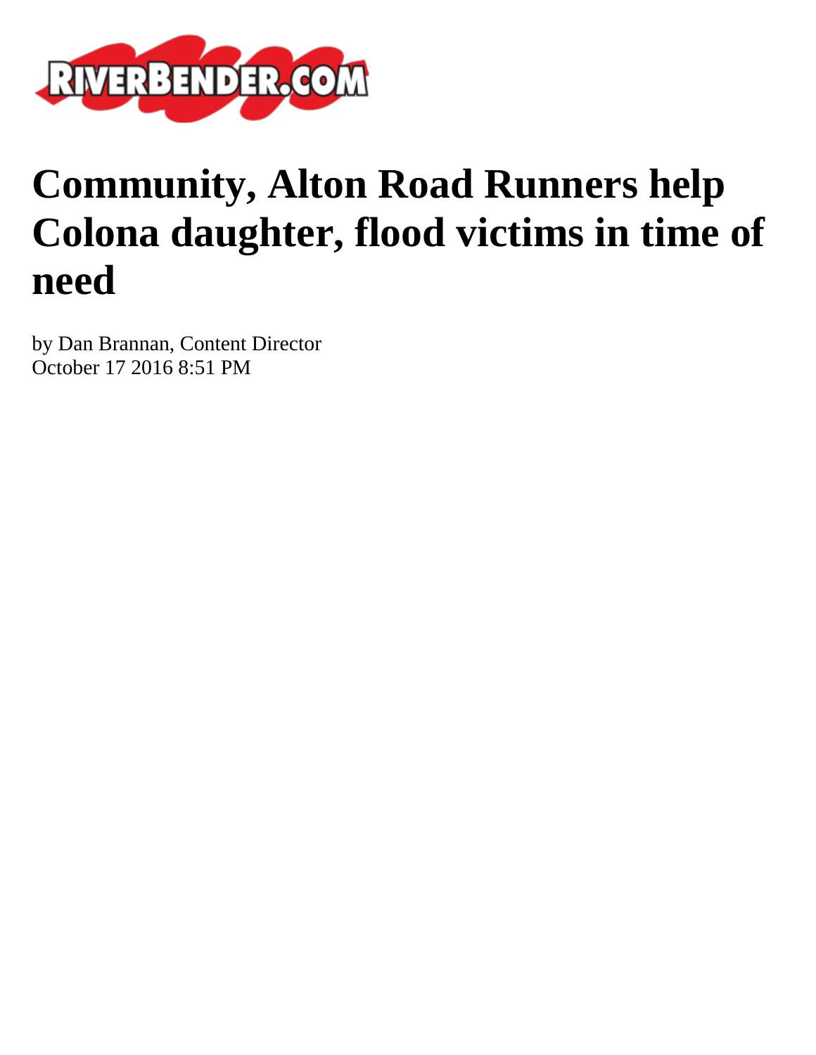# Community, Alton Road Runners help Colona daughter, flood victims in time of need

by Dan Brannan, Content Director
October 17 2016 8:51 PM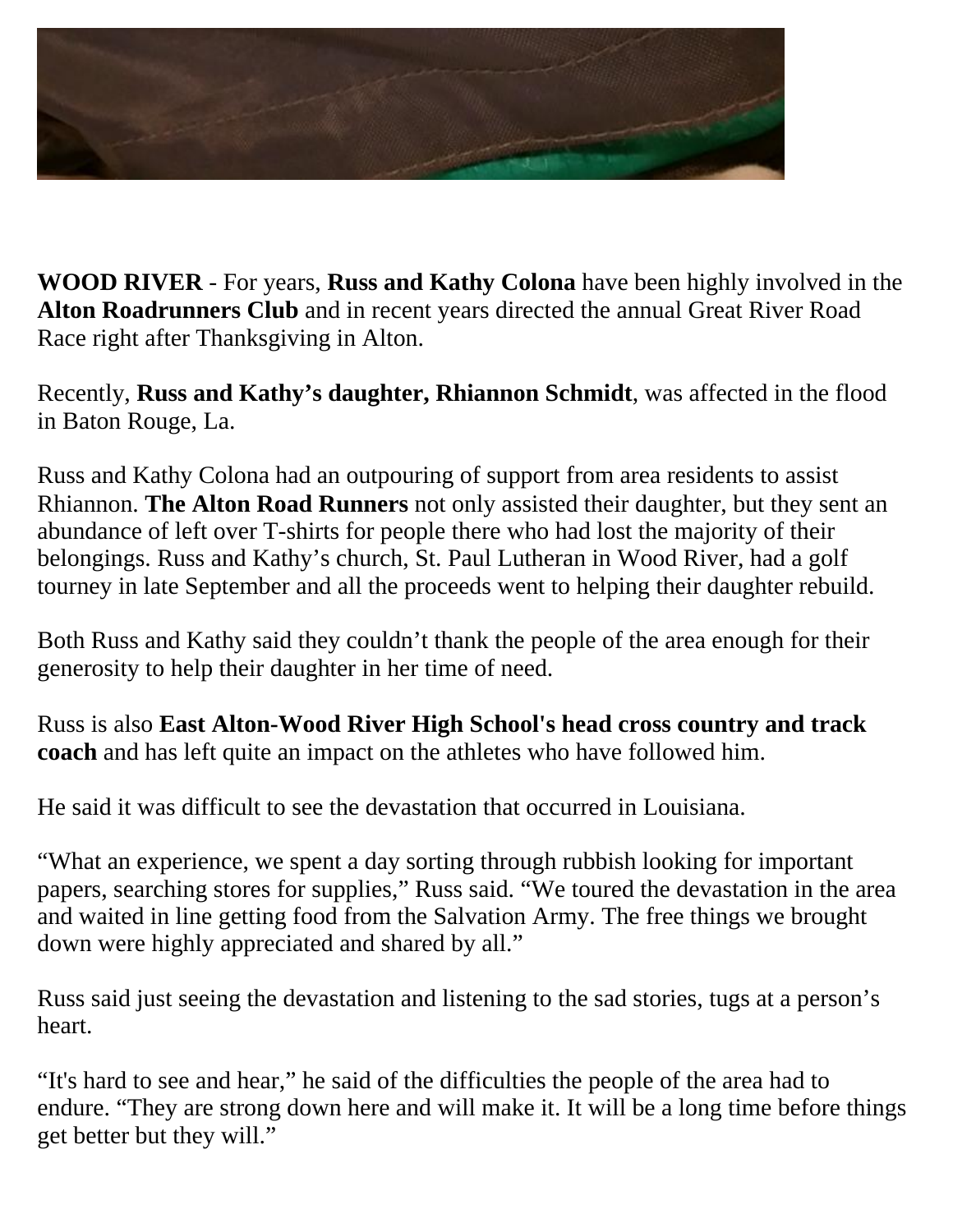**WOOD RIVER** - For years, **Russ and Kathy Colona** have been highly involved in the **Alton Roadrunners Club** and in recent years directed the annual Great River Road Race right after Thanksgiving in Alton.

Recently, **Russ and Kathy's daughter, Rhiannon Schmidt**, was affected in the flood in Baton Rouge, La.

Russ and Kathy Colona had an outpouring of support from area residents to assist Rhiannon. **The Alton Road Runners** not only assisted their daughter, but they sent an abundance of left over T-shirts for people there who had lost the majority of their belongings. Russ and Kathy's church, St. Paul Lutheran in Wood River, had a golf tourney in late September and all the proceeds went to helping their daughter rebuild.

Both Russ and Kathy said they couldn't thank the people of the area enough for their generosity to help their daughter in her time of need.

Russ is also **East Alton-Wood River High School's head cross country and track coach** and has left quite an impact on the athletes who have followed him.

He said it was difficult to see the devastation that occurred in Louisiana.

"What an experience, we spent a day sorting through rubbish looking for important papers, searching stores for supplies," Russ said. "We toured the devastation in the area and waited in line getting food from the Salvation Army. The free things we brought down were highly appreciated and shared by all."

Russ said just seeing the devastation and listening to the sad stories, tugs at a person's heart.

"It's hard to see and hear," he said of the difficulties the people of the area had to endure. "They are strong down here and will make it. It will be a long time before things get better but they will."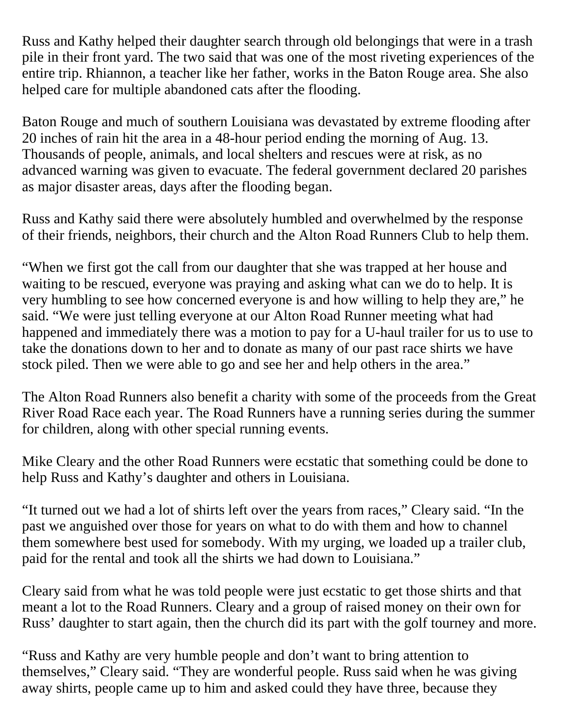Russ and Kathy helped their daughter search through old belongings that were in a trash pile in their front yard. The two said that was one of the most riveting experiences of the entire trip. Rhiannon, a teacher like her father, works in the Baton Rouge area. She also helped care for multiple abandoned cats after the flooding.

Baton Rouge and much of southern Louisiana was devastated by extreme flooding after 20 inches of rain hit the area in a 48-hour period ending the morning of Aug. 13. Thousands of people, animals, and local shelters and rescues were at risk, as no advanced warning was given to evacuate. The federal government declared 20 parishes as major disaster areas, days after the flooding began.

Russ and Kathy said there were absolutely humbled and overwhelmed by the response of their friends, neighbors, their church and the Alton Road Runners Club to help them.

"When we first got the call from our daughter that she was trapped at her house and waiting to be rescued, everyone was praying and asking what can we do to help. It is very humbling to see how concerned everyone is and how willing to help they are," he said. "We were just telling everyone at our Alton Road Runner meeting what had happened and immediately there was a motion to pay for a U-haul trailer for us to use to take the donations down to her and to donate as many of our past race shirts we have stock piled. Then we were able to go and see her and help others in the area."

The Alton Road Runners also benefit a charity with some of the proceeds from the Great River Road Race each year. The Road Runners have a running series during the summer for children, along with other special running events.

Mike Cleary and the other Road Runners were ecstatic that something could be done to help Russ and Kathy's daughter and others in Louisiana.

"It turned out we had a lot of shirts left over the years from races," Cleary said. "In the past we anguished over those for years on what to do with them and how to channel them somewhere best used for somebody. With my urging, we loaded up a trailer club, paid for the rental and took all the shirts we had down to Louisiana."

Cleary said from what he was told people were just ecstatic to get those shirts and that meant a lot to the Road Runners. Cleary and a group of raised money on their own for Russ' daughter to start again, then the church did its part with the golf tourney and more.

"Russ and Kathy are very humble people and don't want to bring attention to themselves," Cleary said. "They are wonderful people. Russ said when he was giving away shirts, people came up to him and asked could they have three, because they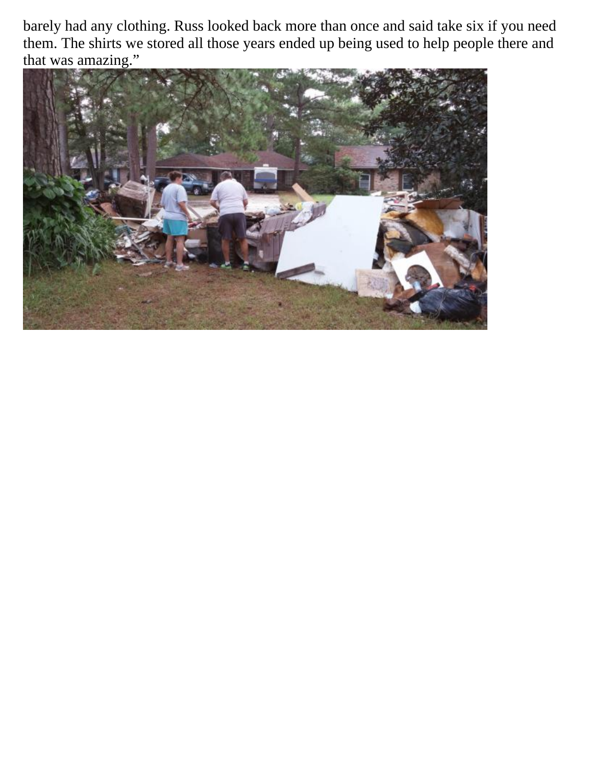barely had any clothing. Russ looked back more than once and said take six if you need them. The shirts we stored all those years ended up being used to help people there and that was amazing.”